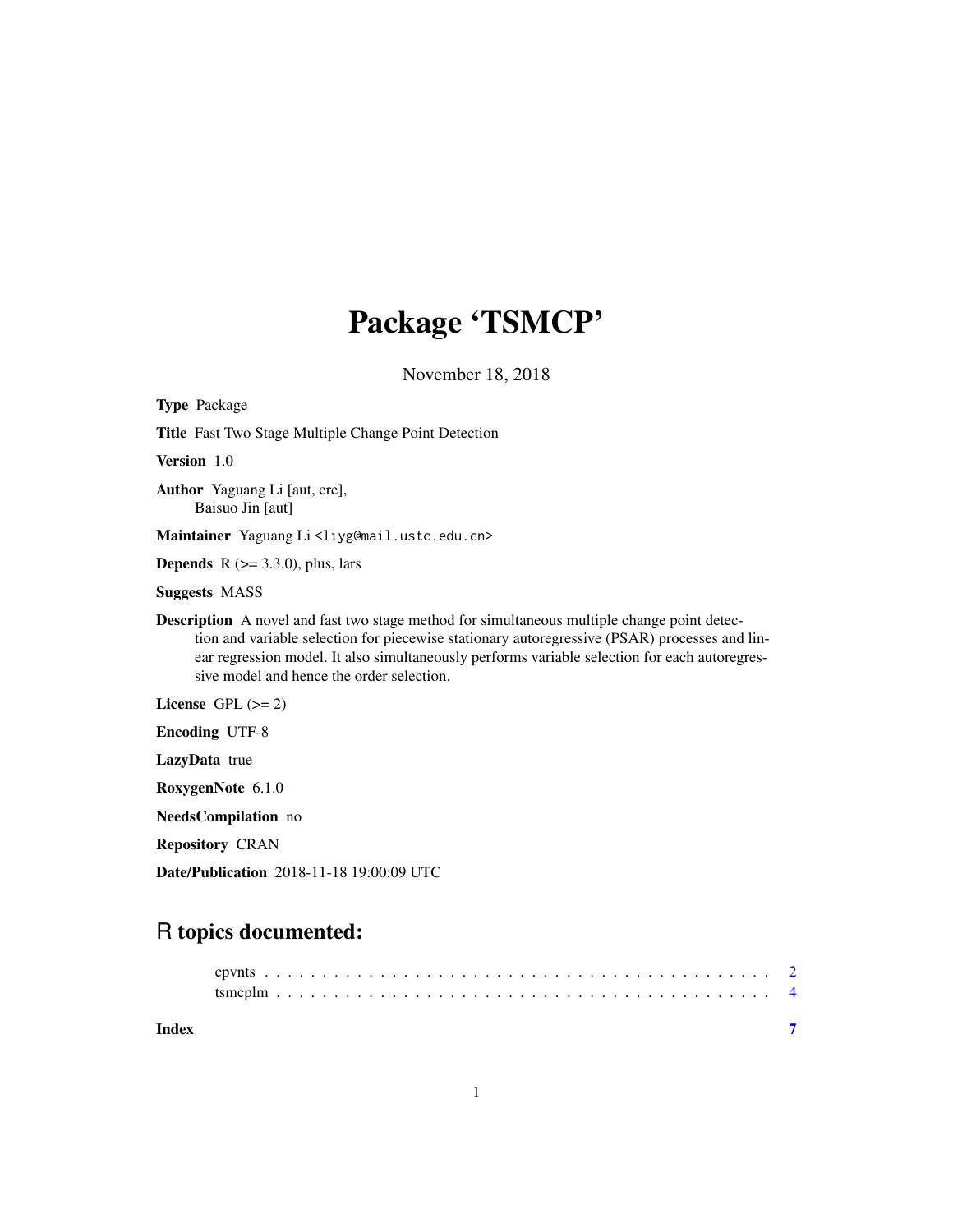# Package 'TSMCP'

November 18, 2018

**Type** Package

**Title** Fast Two Stage Multiple Change Point Detection

**Version** 1.0

**Author** Yaguang Li [aut, cre],
Baisuo Jin [aut]

**Maintainer** Yaguang Li <liyg@mail.ustc.edu.cn>

**Depends** R (>= 3.3.0), plus, lars

**Suggests** MASS

**Description** A novel and fast two stage method for simultaneous multiple change point detection and variable selection for piecewise stationary autoregressive (PSAR) processes and linear regression model. It also simultaneously performs variable selection for each autoregressive model and hence the order selection.

**License** GPL (>= 2)

**Encoding** UTF-8

**LazyData** true

**RoxygenNote** 6.1.0

**NeedsCompilation** no

**Repository** CRAN

**Date/Publication** 2018-11-18 19:00:09 UTC

## R topics documented:

cpvnts . . . . . . . . . . . . . . . . . . . . . . . . . . . . . . . . . . . . . . . . . 2
tsmcplm . . . . . . . . . . . . . . . . . . . . . . . . . . . . . . . . . . . . . . . . 4

**Index** 7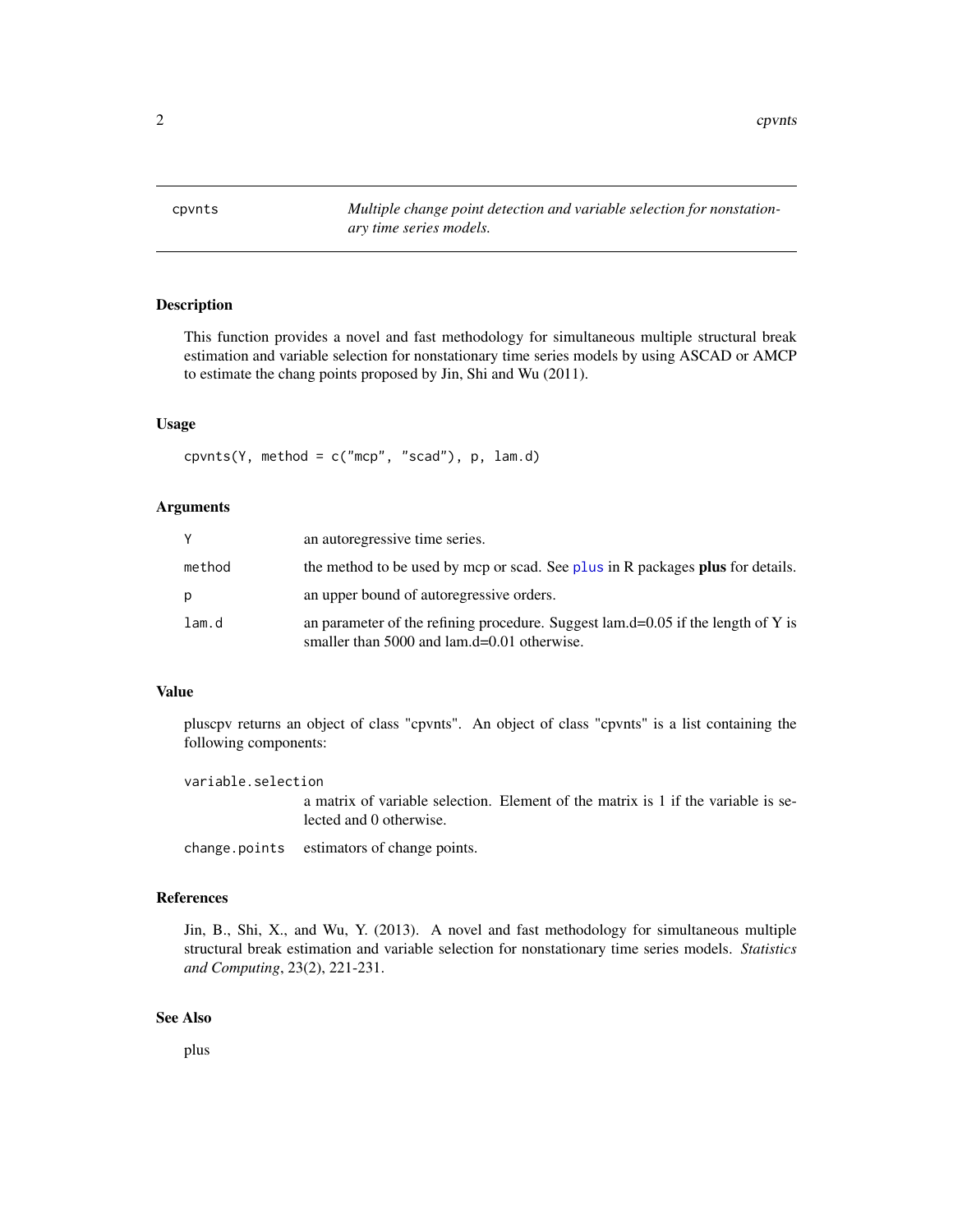# cpvnts — *Multiple change point detection and variable selection for nonstationary time series models.*

## Description

This function provides a novel and fast methodology for simultaneous multiple structural break estimation and variable selection for nonstationary time series models by using ASCAD or AMCP to estimate the chang points proposed by Jin, Shi and Wu (2011).

## Usage

```
cpvnts(Y, method = c("mcp", "scad"), p, lam.d)
```

## Arguments

| | |
|---|---|
| `Y` | an autoregressive time series. |
| `method` | the method to be used by mcp or scad. See `plus` in R packages **plus** for details. |
| `p` | an upper bound of autoregressive orders. |
| `lam.d` | an parameter of the refining procedure. Suggest lam.d=0.05 if the length of Y is smaller than 5000 and lam.d=0.01 otherwise. |

## Value

pluscpv returns an object of class "cpvnts". An object of class "cpvnts" is a list containing the following components:

`variable.selection`
: a matrix of variable selection. Element of the matrix is 1 if the variable is selected and 0 otherwise.

`change.points`
: estimators of change points.

## References

Jin, B., Shi, X., and Wu, Y. (2013). A novel and fast methodology for simultaneous multiple structural break estimation and variable selection for nonstationary time series models. *Statistics and Computing*, 23(2), 221-231.

## See Also

plus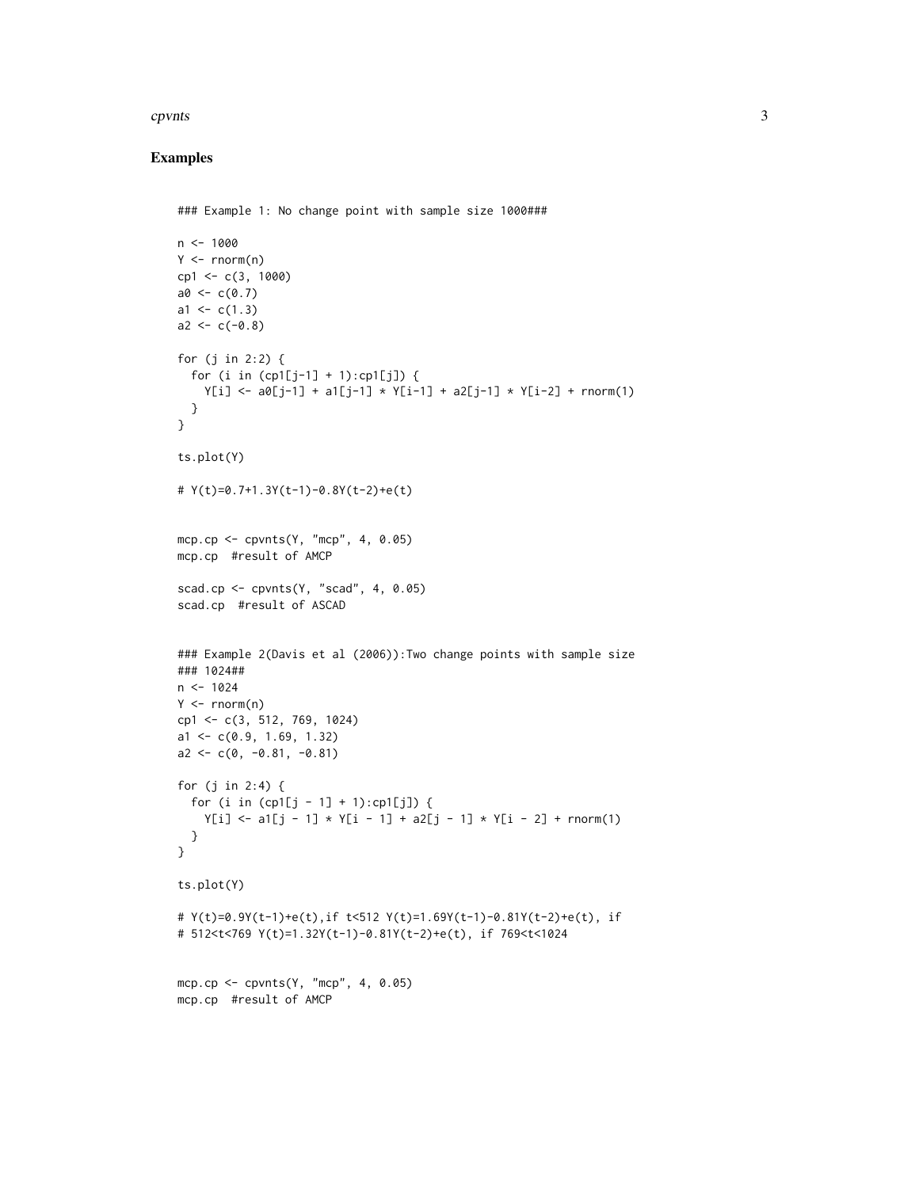## Examples

```
### Example 1: No change point with sample size 1000###

n <- 1000
Y <- rnorm(n)
cp1 <- c(3, 1000)
a0 <- c(0.7)
a1 <- c(1.3)
a2 <- c(-0.8)

for (j in 2:2) {
  for (i in (cp1[j-1] + 1):cp1[j]) {
    Y[i] <- a0[j-1] + a1[j-1] * Y[i-1] + a2[j-1] * Y[i-2] + rnorm(1)
  }
}

ts.plot(Y)

# Y(t)=0.7+1.3Y(t-1)-0.8Y(t-2)+e(t)


mcp.cp <- cpvnts(Y, "mcp", 4, 0.05)
mcp.cp  #result of AMCP

scad.cp <- cpvnts(Y, "scad", 4, 0.05)
scad.cp  #result of ASCAD


### Example 2(Davis et al (2006)):Two change points with sample size
### 1024##
n <- 1024
Y <- rnorm(n)
cp1 <- c(3, 512, 769, 1024)
a1 <- c(0.9, 1.69, 1.32)
a2 <- c(0, -0.81, -0.81)

for (j in 2:4) {
  for (i in (cp1[j - 1] + 1):cp1[j]) {
    Y[i] <- a1[j - 1] * Y[i - 1] + a2[j - 1] * Y[i - 2] + rnorm(1)
  }
}

ts.plot(Y)

# Y(t)=0.9Y(t-1)+e(t),if t<512 Y(t)=1.69Y(t-1)-0.81Y(t-2)+e(t), if
# 512<t<769 Y(t)=1.32Y(t-1)-0.81Y(t-2)+e(t), if 769<t<1024


mcp.cp <- cpvnts(Y, "mcp", 4, 0.05)
mcp.cp  #result of AMCP
```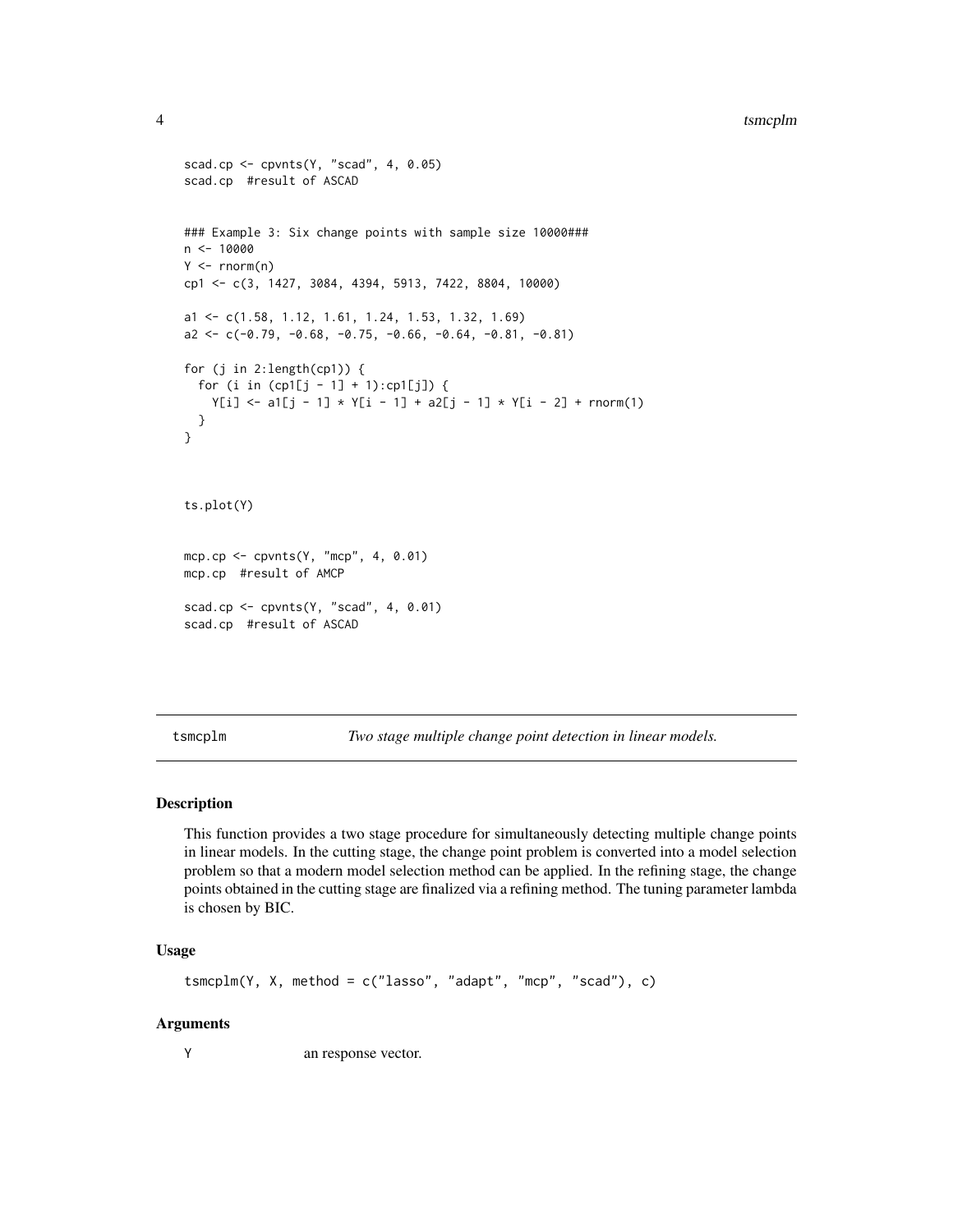```
scad.cp <- cpvnts(Y, "scad", 4, 0.05)
scad.cp  #result of ASCAD


### Example 3: Six change points with sample size 10000###
n <- 10000
Y <- rnorm(n)
cp1 <- c(3, 1427, 3084, 4394, 5913, 7422, 8804, 10000)

a1 <- c(1.58, 1.12, 1.61, 1.24, 1.53, 1.32, 1.69)
a2 <- c(-0.79, -0.68, -0.75, -0.66, -0.64, -0.81, -0.81)

for (j in 2:length(cp1)) {
  for (i in (cp1[j - 1] + 1):cp1[j]) {
    Y[i] <- a1[j - 1] * Y[i - 1] + a2[j - 1] * Y[i - 2] + rnorm(1)
  }
}



ts.plot(Y)


mcp.cp <- cpvnts(Y, "mcp", 4, 0.01)
mcp.cp  #result of AMCP

scad.cp <- cpvnts(Y, "scad", 4, 0.01)
scad.cp  #result of ASCAD
```

## tsmcplm — *Two stage multiple change point detection in linear models.*

### Description

This function provides a two stage procedure for simultaneously detecting multiple change points in linear models. In the cutting stage, the change point problem is converted into a model selection problem so that a modern model selection method can be applied. In the refining stage, the change points obtained in the cutting stage are finalized via a refining method. The tuning parameter lambda is chosen by BIC.

### Usage

```
tsmcplm(Y, X, method = c("lasso", "adapt", "mcp", "scad"), c)
```

### Arguments

`Y` an response vector.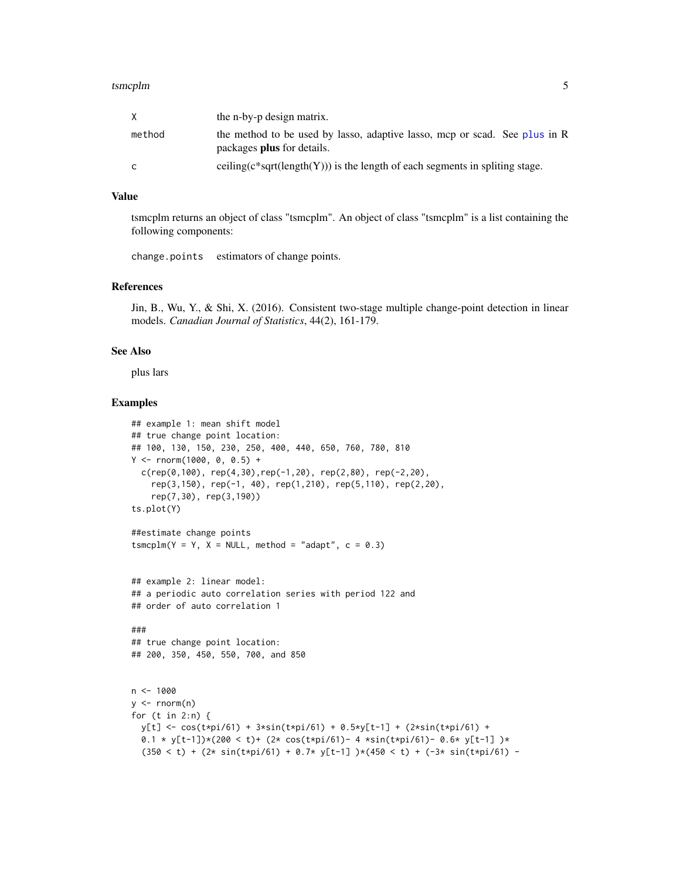| | |
|---|---|
| X | the n-by-p design matrix. |
| method | the method to be used by lasso, adaptive lasso, mcp or scad. See plus in R packages **plus** for details. |
| c | ceiling(c*sqrt(length(Y))) is the length of each segments in spliting stage. |

## Value

tsmcplm returns an object of class "tsmcplm". An object of class "tsmcplm" is a list containing the following components:

change.points    estimators of change points.

## References

Jin, B., Wu, Y., & Shi, X. (2016). Consistent two-stage multiple change-point detection in linear models. *Canadian Journal of Statistics*, 44(2), 161-179.

## See Also

plus lars

## Examples

```
## example 1: mean shift model
## true change point location:
## 100, 130, 150, 230, 250, 400, 440, 650, 760, 780, 810
Y <- rnorm(1000, 0, 0.5) +
  c(rep(0,100), rep(4,30),rep(-1,20), rep(2,80), rep(-2,20),
    rep(3,150), rep(-1, 40), rep(1,210), rep(5,110), rep(2,20),
    rep(7,30), rep(3,190))
ts.plot(Y)

##estimate change points
tsmcplm(Y = Y, X = NULL, method = "adapt", c = 0.3)


## example 2: linear model:
## a periodic auto correlation series with period 122 and
## order of auto correlation 1

###
## true change point location:
## 200, 350, 450, 550, 700, and 850


n <- 1000
y <- rnorm(n)
for (t in 2:n) {
  y[t] <- cos(t*pi/61) + 3*sin(t*pi/61) + 0.5*y[t-1] + (2*sin(t*pi/61) +
  0.1 * y[t-1])*(200 < t)+ (2* cos(t*pi/61)- 4 *sin(t*pi/61)- 0.6* y[t-1] )*
  (350 < t) + (2* sin(t*pi/61) + 0.7* y[t-1] )*(450 < t) + (-3* sin(t*pi/61) -
```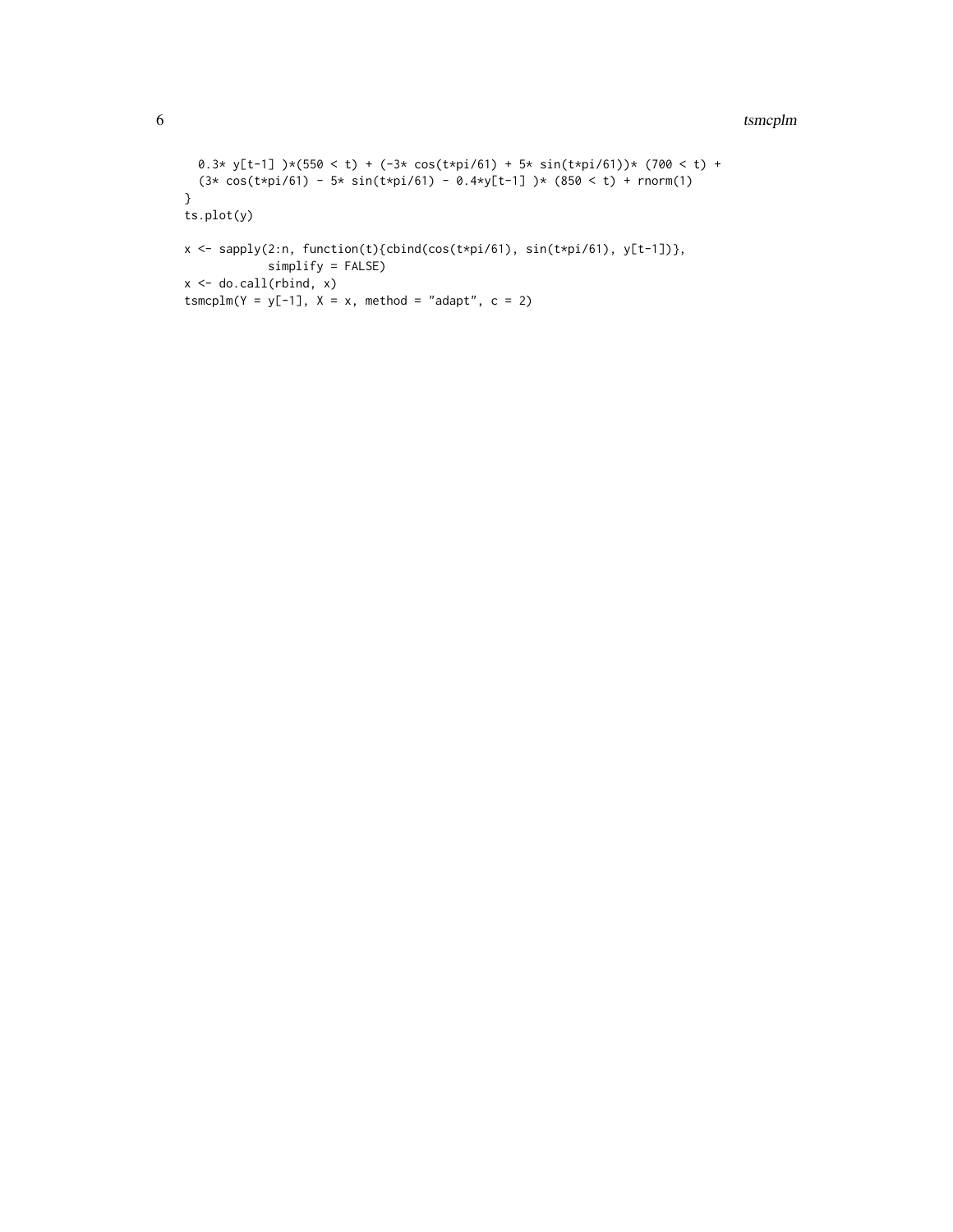```
  0.3* y[t-1] )*(550 < t) + (-3* cos(t*pi/61) + 5* sin(t*pi/61))* (700 < t) +
  (3* cos(t*pi/61) - 5* sin(t*pi/61) - 0.4*y[t-1] )* (850 < t) + rnorm(1)
}
ts.plot(y)

x <- sapply(2:n, function(t){cbind(cos(t*pi/61), sin(t*pi/61), y[t-1])},
            simplify = FALSE)
x <- do.call(rbind, x)
tsmcplm(Y = y[-1], X = x, method = "adapt", c = 2)
```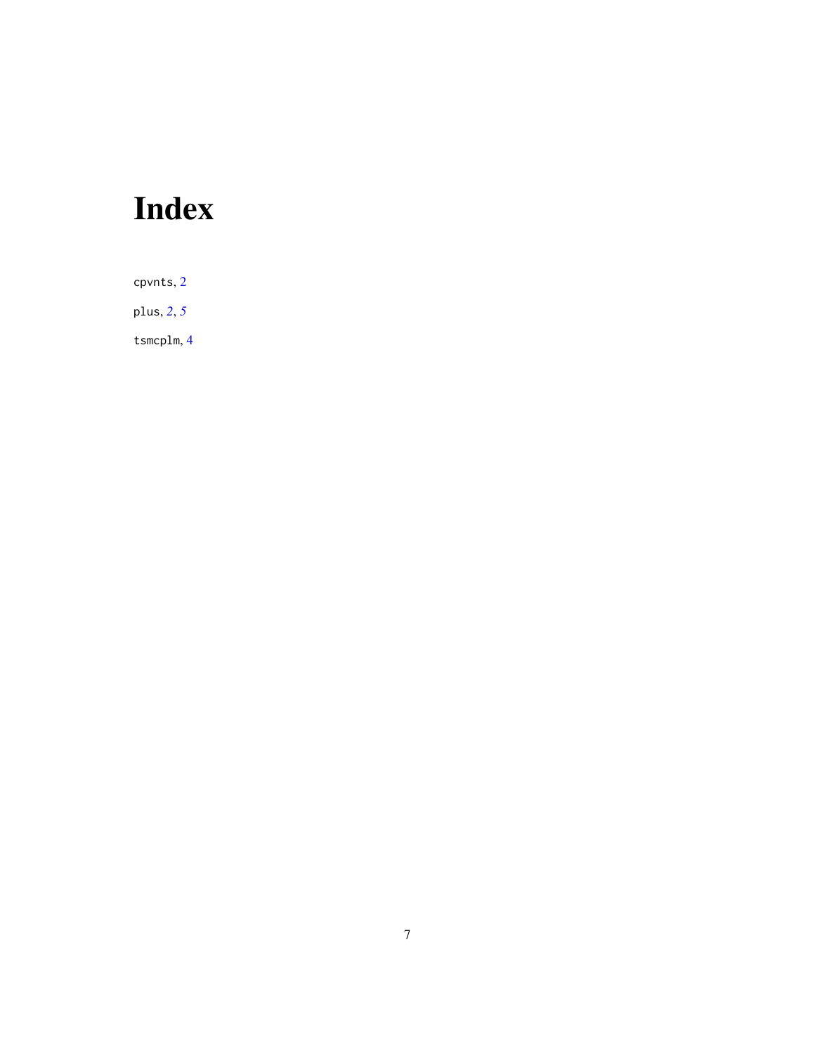# Index

`cpvnts`, 2

`plus`, *2*, *5*

`tsmcplm`, 4